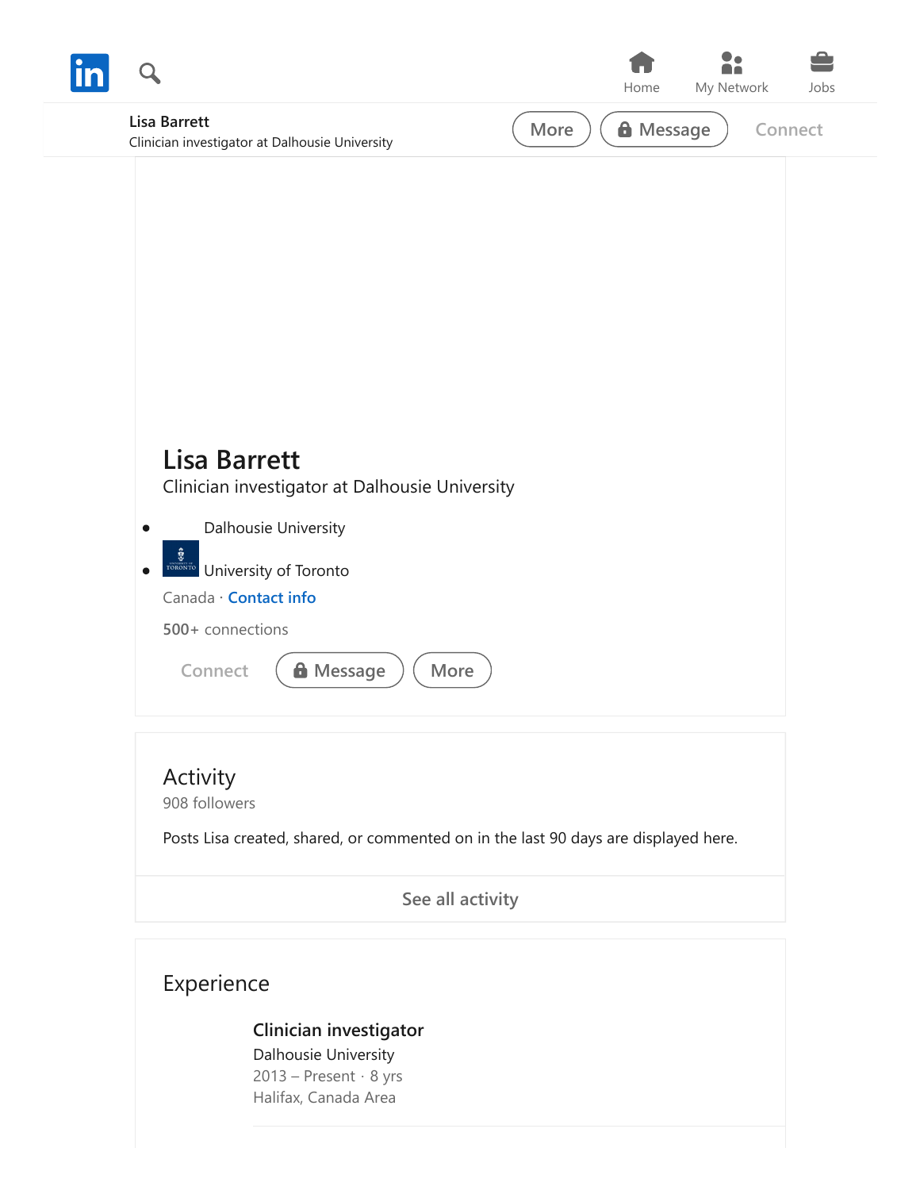Lisa Barrett
Clinician investigator at Dalhousie University

More | Message | Connect

# Lisa Barrett

Clinician investigator at Dalhousie University

- Dalhousie University
- University of Toronto

Canada · Contact info

500+ connections

Connect | Message | More

## Activity

908 followers

Posts Lisa created, shared, or commented on in the last 90 days are displayed here.

See all activity

## Experience

### Clinician investigator

Dalhousie University
2013 – Present · 8 yrs
Halifax, Canada Area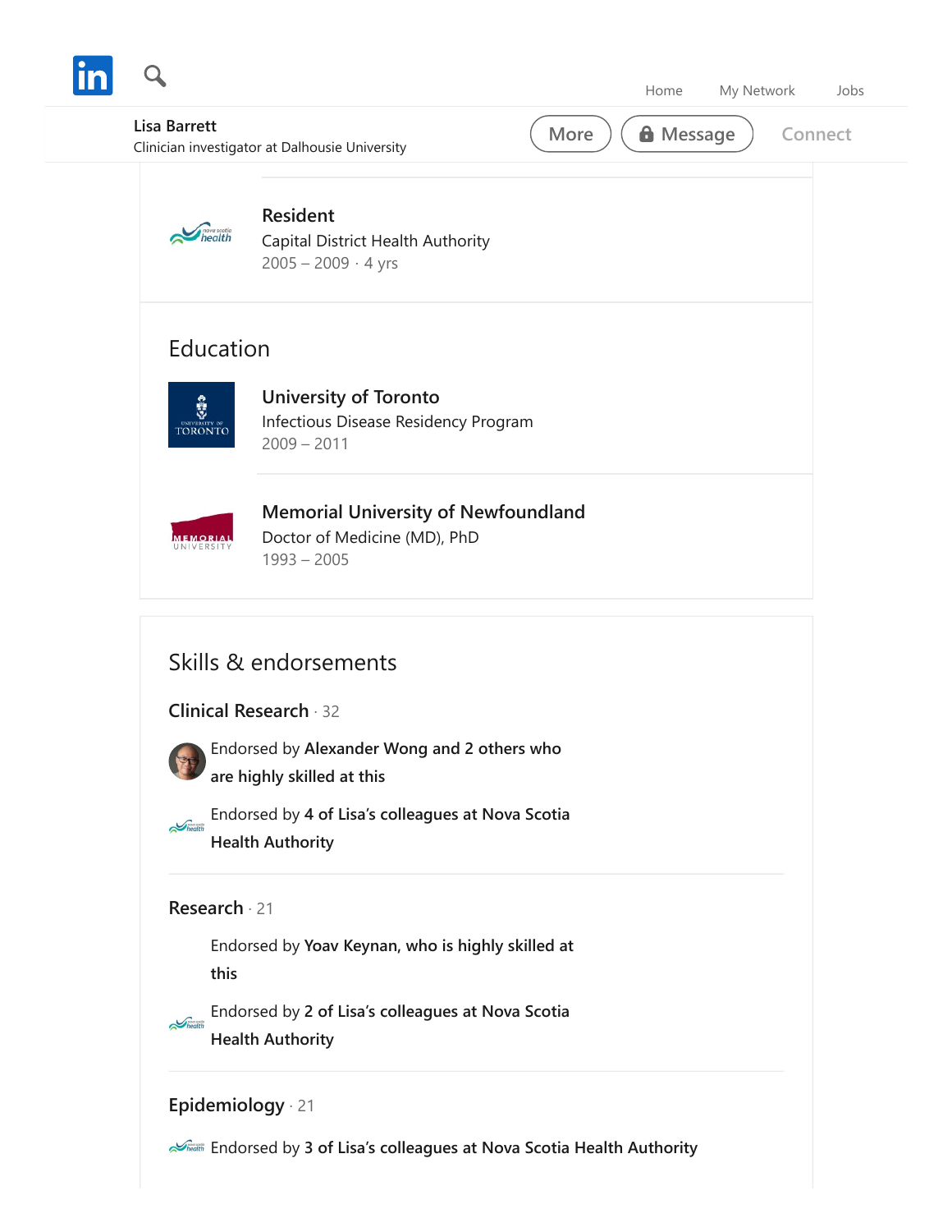Lisa Barrett
Clinician investigator at Dalhousie University

More | Message | Connect

### Resident
Capital District Health Authority
2005 – 2009 · 4 yrs

## Education

### University of Toronto
Infectious Disease Residency Program
2009 – 2011

### Memorial University of Newfoundland
Doctor of Medicine (MD), PhD
1993 – 2005

## Skills & endorsements

### Clinical Research · 32

Endorsed by **Alexander Wong and 2 others who are highly skilled at this**

Endorsed by **4 of Lisa's colleagues at Nova Scotia Health Authority**

### Research · 21

Endorsed by **Yoav Keynan, who is highly skilled at this**

Endorsed by **2 of Lisa's colleagues at Nova Scotia Health Authority**

### Epidemiology · 21

Endorsed by **3 of Lisa's colleagues at Nova Scotia Health Authority**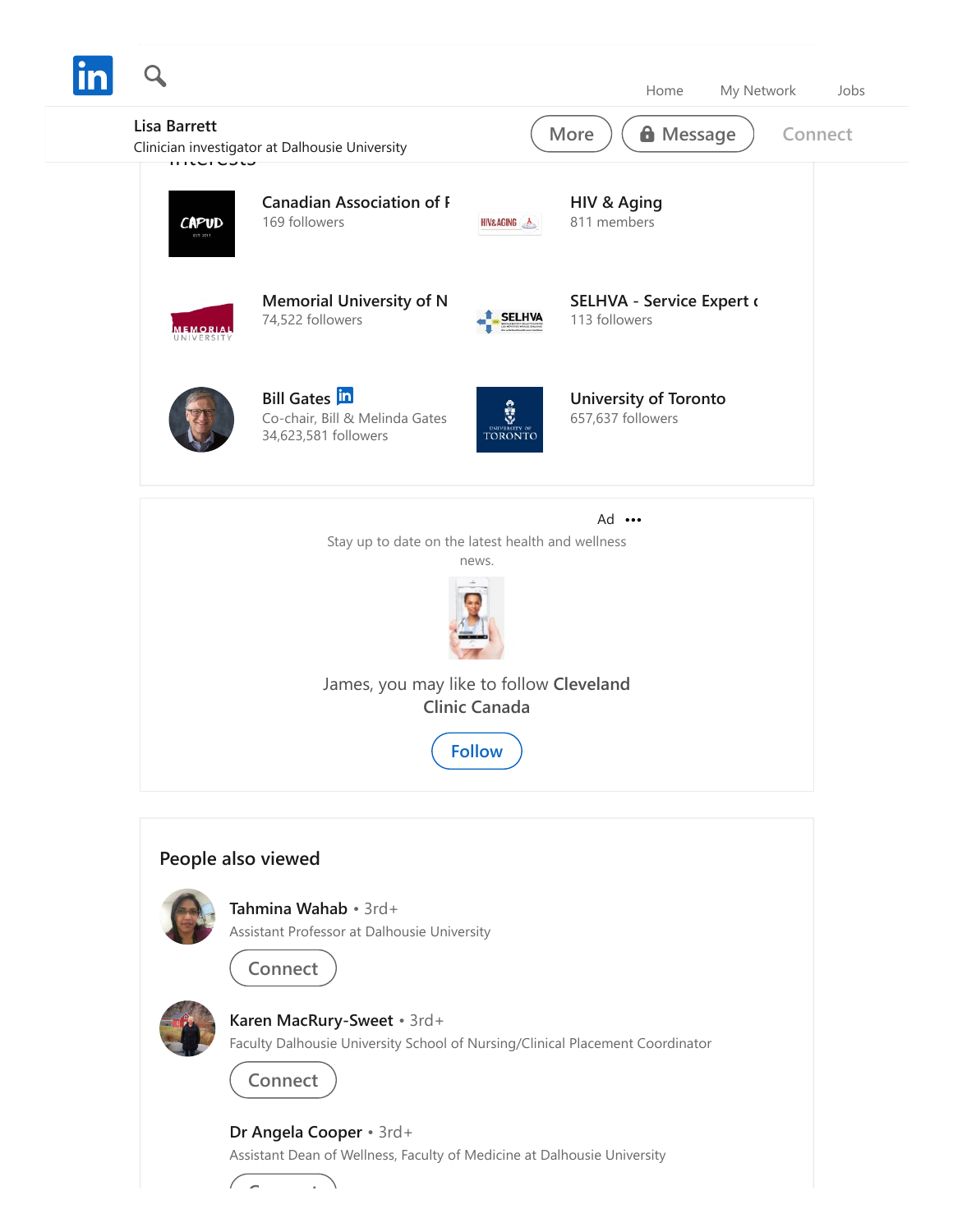Home My Network Jobs

**Lisa Barrett**
Clinician investigator at Dalhousie University

More | Message | Connect

## Interests

**Canadian Association of F**
169 followers

**HIV & Aging**
811 members

**Memorial University of N**
74,522 followers

**SELHVA - Service Expert (**
113 followers

**Bill Gates**
Co-chair, Bill & Melinda Gates
34,623,581 followers

**University of Toronto**
657,637 followers

Ad •••

Stay up to date on the latest health and wellness news.

James, you may like to follow **Cleveland Clinic Canada**

Follow

## People also viewed

**Tahmina Wahab** • 3rd+
Assistant Professor at Dalhousie University
Connect

**Karen MacRury-Sweet** • 3rd+
Faculty Dalhousie University School of Nursing/Clinical Placement Coordinator
Connect

**Dr Angela Cooper** • 3rd+
Assistant Dean of Wellness, Faculty of Medicine at Dalhousie University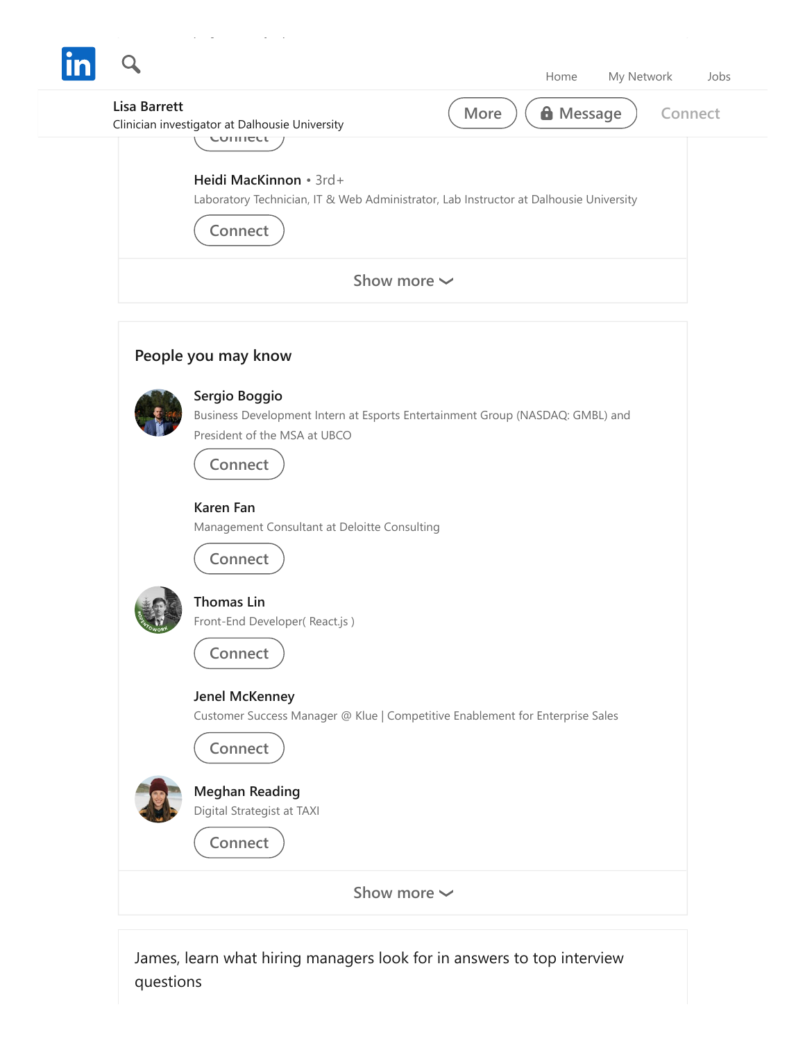Home My Network Jobs

**Lisa Barrett**
Clinician investigator at Dalhousie University

More | Message | Connect

**Heidi MacKinnon** • 3rd+
Laboratory Technician, IT & Web Administrator, Lab Instructor at Dalhousie University

Connect

Show more

## People you may know

**Sergio Boggio**
Business Development Intern at Esports Entertainment Group (NASDAQ: GMBL) and President of the MSA at UBCO

Connect

**Karen Fan**
Management Consultant at Deloitte Consulting

Connect

**Thomas Lin**
Front-End Developer( React.js )

Connect

**Jenel McKenney**
Customer Success Manager @ Klue | Competitive Enablement for Enterprise Sales

Connect

**Meghan Reading**
Digital Strategist at TAXI

Connect

Show more

James, learn what hiring managers look for in answers to top interview questions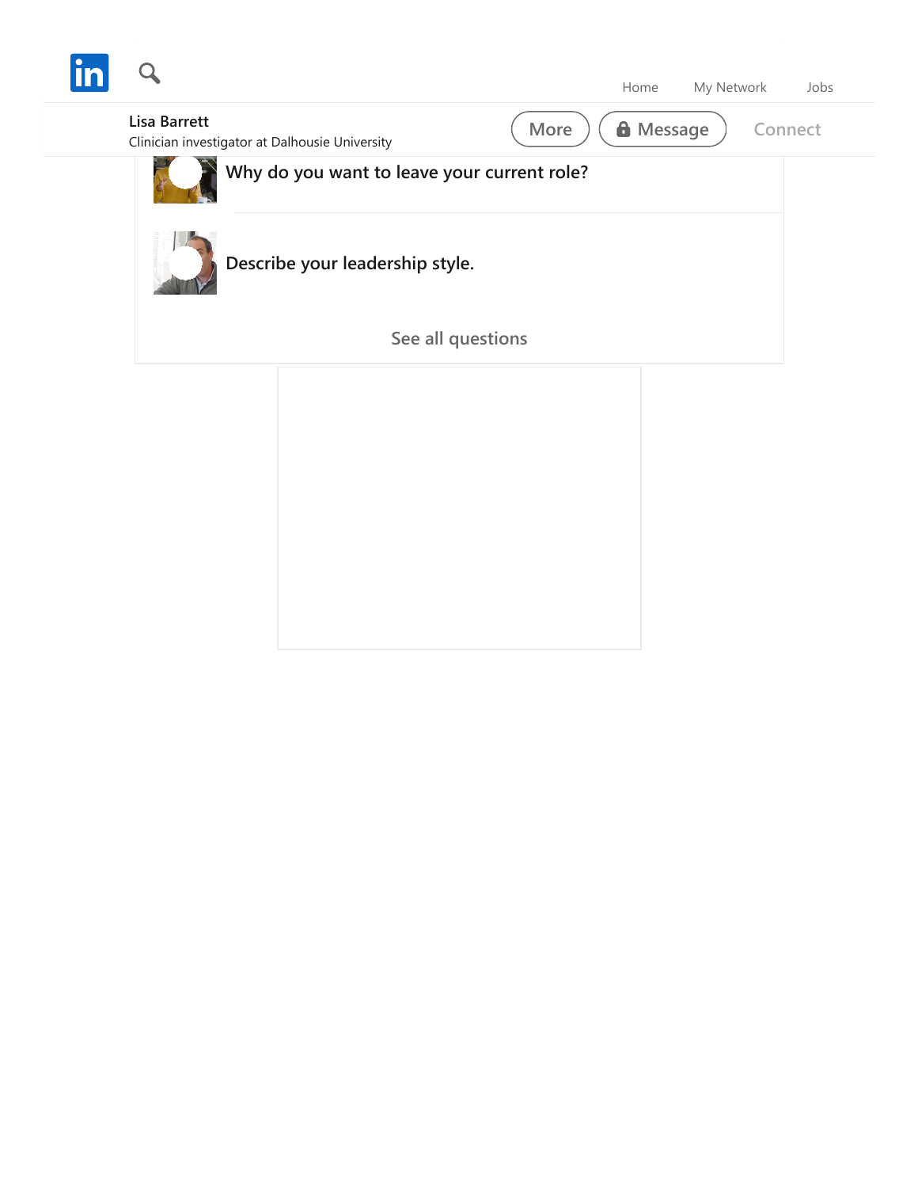Home My Network Jobs

**Lisa Barrett**

Clinician investigator at Dalhousie University

More Message Connect

Why do you want to leave your current role?

Describe your leadership style.

See all questions